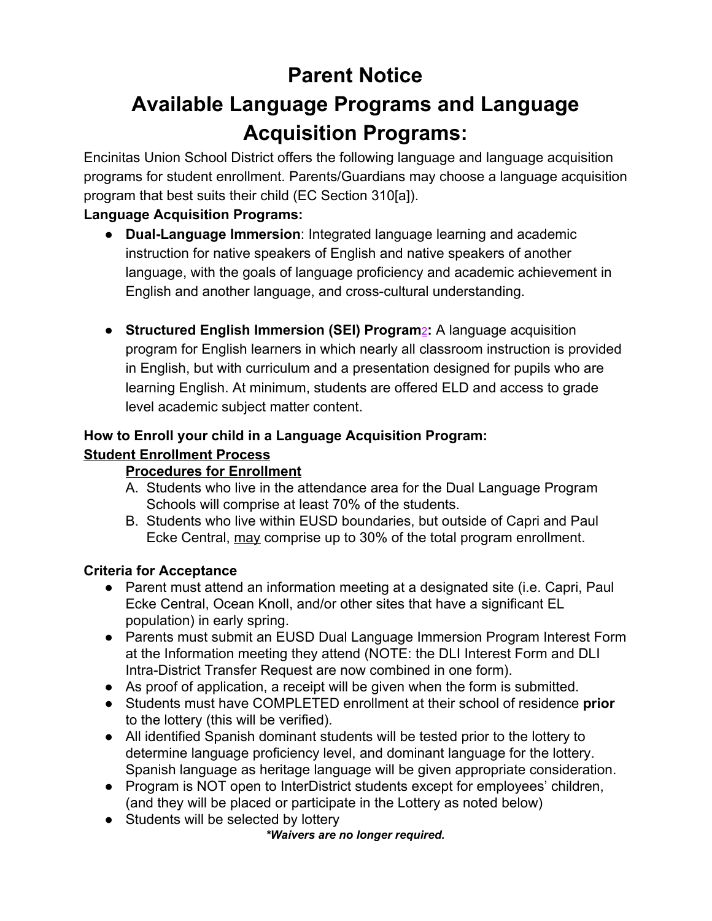# Parent Notice

# Available Language Programs and Language Acquisition Programs:

Encinitas Union School District offers the following language and language acquisition programs for student enrollment. Parents/Guardians may choose a language acquisition program that best suits their child (EC Section 310[a]).

**Language Acquisition Programs:**

- **Dual-Language Immersion**: Integrated language learning and academic instruction for native speakers of English and native speakers of another language, with the goals of language proficiency and academic achievement in English and another language, and cross-cultural understanding.

- **Structured English Immersion (SEI) Program**[2]**:** A language acquisition program for English learners in which nearly all classroom instruction is provided in English, but with curriculum and a presentation designed for pupils who are learning English. At minimum, students are offered ELD and access to grade level academic subject matter content.

**How to Enroll your child in a Language Acquisition Program:**

**Student Enrollment Process**

**Procedures for Enrollment**

A. Students who live in the attendance area for the Dual Language Program Schools will comprise at least 70% of the students.
B. Students who live within EUSD boundaries, but outside of Capri and Paul Ecke Central, may comprise up to 30% of the total program enrollment.

**Criteria for Acceptance**

- Parent must attend an information meeting at a designated site (i.e. Capri, Paul Ecke Central, Ocean Knoll, and/or other sites that have a significant EL population) in early spring.
- Parents must submit an EUSD Dual Language Immersion Program Interest Form at the Information meeting they attend (NOTE: the DLI Interest Form and DLI Intra-District Transfer Request are now combined in one form).
- As proof of application, a receipt will be given when the form is submitted.
- Students must have COMPLETED enrollment at their school of residence **prior** to the lottery (this will be verified).
- All identified Spanish dominant students will be tested prior to the lottery to determine language proficiency level, and dominant language for the lottery. Spanish language as heritage language will be given appropriate consideration.
- Program is NOT open to InterDistrict students except for employees' children, (and they will be placed or participate in the Lottery as noted below)
- Students will be selected by lottery

***Waivers are no longer required.***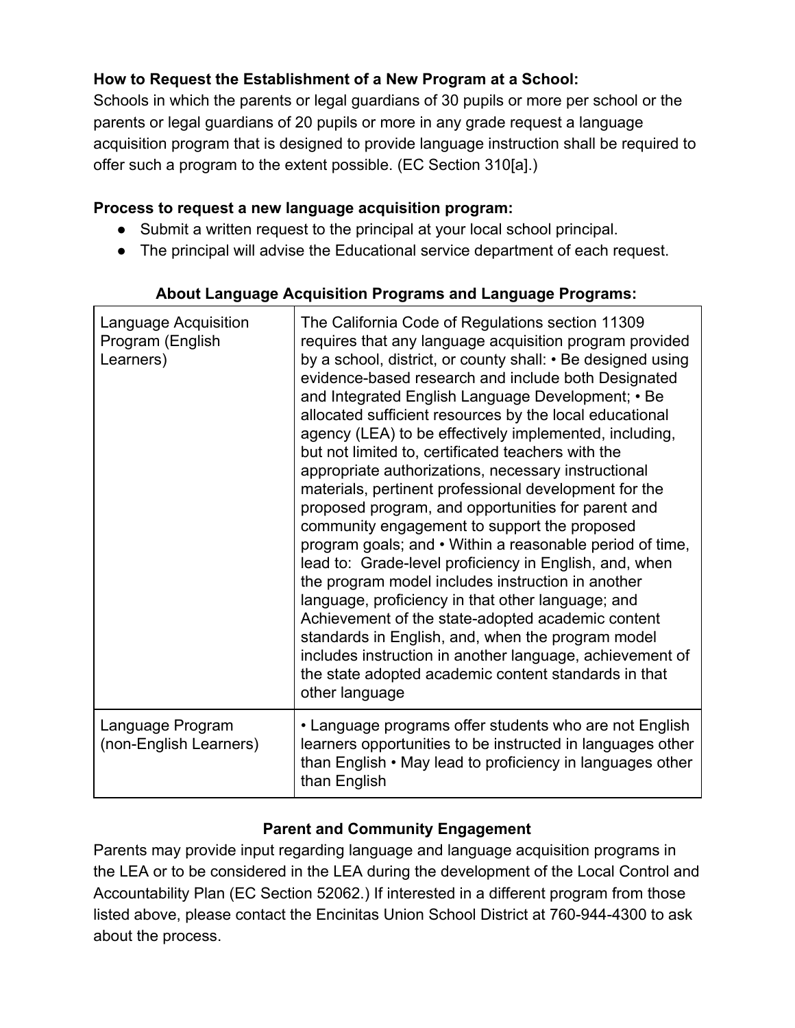**How to Request the Establishment of a New Program at a School:**
Schools in which the parents or legal guardians of 30 pupils or more per school or the parents or legal guardians of 20 pupils or more in any grade request a language acquisition program that is designed to provide language instruction shall be required to offer such a program to the extent possible. (EC Section 310[a].)

**Process to request a new language acquisition program:**

- Submit a written request to the principal at your local school principal.
- The principal will advise the Educational service department of each request.

**About Language Acquisition Programs and Language Programs:**

| | |
|---|---|
| Language Acquisition Program (English Learners) | The California Code of Regulations section 11309 requires that any language acquisition program provided by a school, district, or county shall: • Be designed using evidence-based research and include both Designated and Integrated English Language Development; • Be allocated sufficient resources by the local educational agency (LEA) to be effectively implemented, including, but not limited to, certificated teachers with the appropriate authorizations, necessary instructional materials, pertinent professional development for the proposed program, and opportunities for parent and community engagement to support the proposed program goals; and • Within a reasonable period of time, lead to: Grade-level proficiency in English, and, when the program model includes instruction in another language, proficiency in that other language; and Achievement of the state-adopted academic content standards in English, and, when the program model includes instruction in another language, achievement of the state adopted academic content standards in that other language |
| Language Program (non-English Learners) | • Language programs offer students who are not English learners opportunities to be instructed in languages other than English • May lead to proficiency in languages other than English |

**Parent and Community Engagement**

Parents may provide input regarding language and language acquisition programs in the LEA or to be considered in the LEA during the development of the Local Control and Accountability Plan (EC Section 52062.) If interested in a different program from those listed above, please contact the Encinitas Union School District at 760-944-4300 to ask about the process.